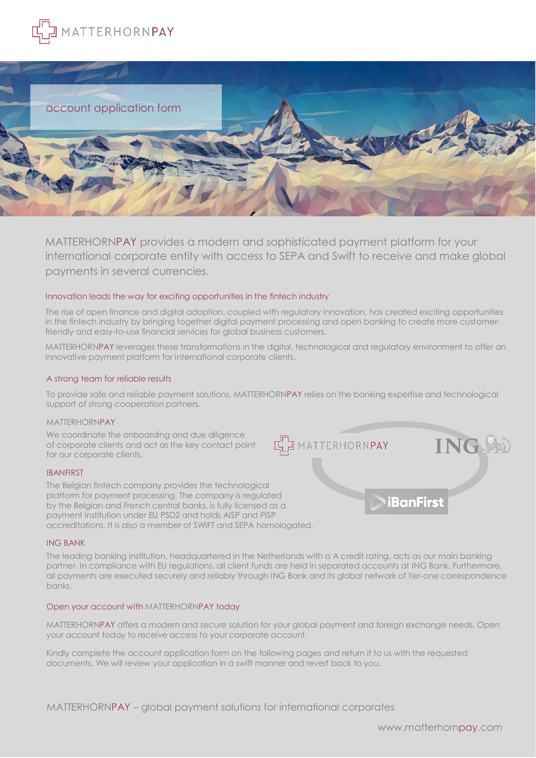MATTERHORNPAY

# account application form

MATTERHORNPAY provides a modern and sophisticated payment platform for your international corporate entity with access to SEPA and Swift to receive and make global payments in several currencies.

## Innovation leads the way for exciting opportunities in the fintech industry

The rise of open finance and digital adoption, coupled with regulatory innovation, has created exciting opportunities in the fintech industry by bringing together digital payment processing and open banking to create more customer-friendly and easy-to-use financial services for global business customers.

MATTERHORNPAY leverages these transformations in the digital, technological and regulatory environment to offer an innovative payment platform for international corporate clients.

## A strong team for reliable results

To provide safe and reliable payment solutions, MATTERHORNPAY relies on the banking expertise and technological support of strong cooperation partners.

### MATTERHORNPAY

We coordinate the onboarding and due diligence of corporate clients and act as the key contact point for our corporate clients.

### IBANFIRST

The Belgian fintech company provides the technological platform for payment processing. The company is regulated by the Belgian and French central banks, is fully licensed as a payment institution under EU PSD2 and holds AISP and PISP accreditations. It is also a member of SWIFT and SEPA homologated.

### ING BANK

The leading banking institution, headquartered in the Netherlands with a A credit rating, acts as our main banking partner. In compliance with EU regulations, all client funds are held in separated accounts at ING Bank. Furthermore, all payments are executed securely and reliably through ING Bank and its global network of tier-one correspondence banks.

## Open your account with MATTERHORNPAY today

MATTERHORNPAY offers a modern and secure solution for your global payment and foreign exchange needs. Open your account today to receive access to your corporate account.

Kindly complete the account application form on the following pages and return it to us with the requested documents. We will review your application in a swift manner and revert back to you.

MATTERHORNPAY – global payment solutions for international corporates

www.matterhornpay.com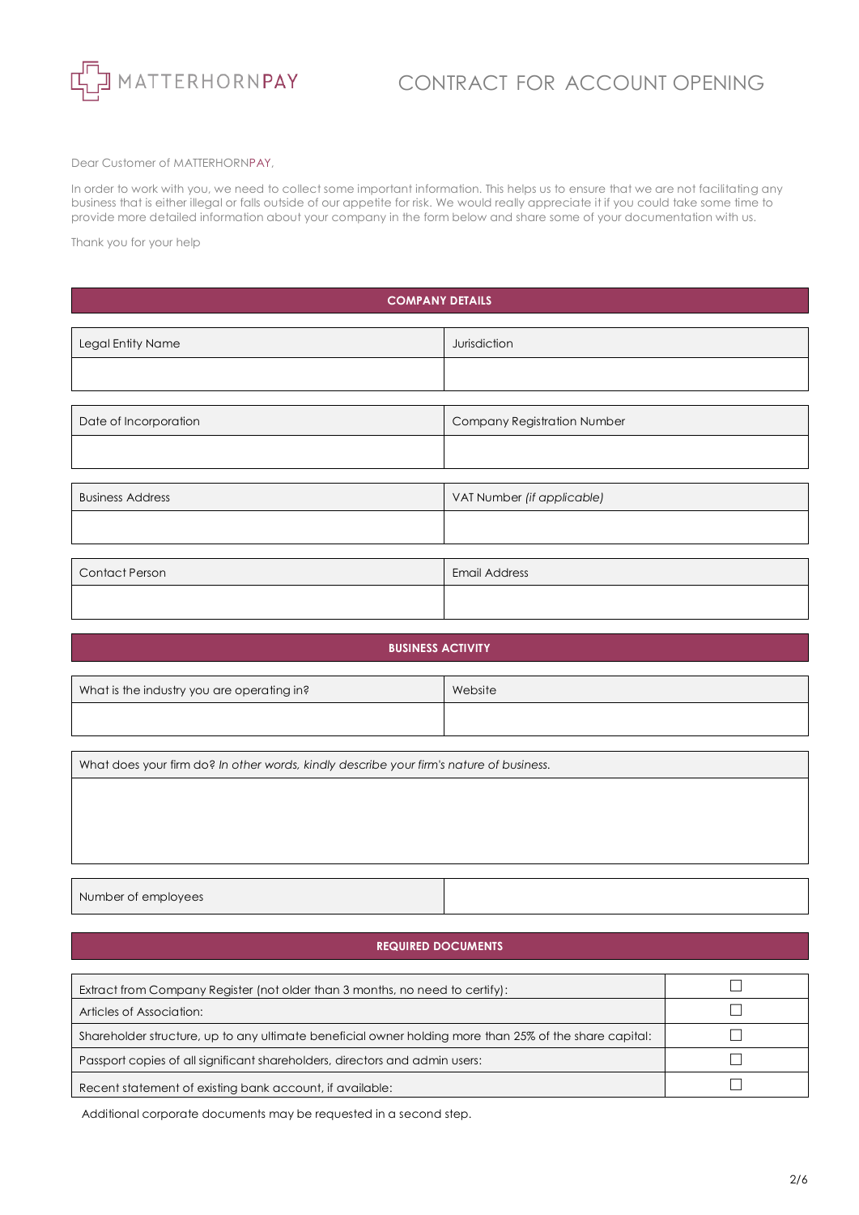MATTERHORNPAY

# CONTRACT FOR ACCOUNT OPENING

Dear Customer of MATTERHORNPAY,

In order to work with you, we need to collect some important information. This helps us to ensure that we are not facilitating any business that is either illegal or falls outside of our appetite for risk. We would really appreciate it if you could take some time to provide more detailed information about your company in the form below and share some of your documentation with us.

Thank you for your help

## COMPANY DETAILS

| Legal Entity Name | Jurisdiction |
|---|---|
| | |

| Date of Incorporation | Company Registration Number |
|---|---|
| | |

| Business Address | VAT Number *(if applicable)* |
|---|---|
| | |

| Contact Person | Email Address |
|---|---|
| | |

## BUSINESS ACTIVITY

| What is the industry you are operating in? | Website |
|---|---|
| | |

| What does your firm do? *In other words, kindly describe your firm's nature of business.* |
|---|
| |

| Number of employees | |
|---|---|

## REQUIRED DOCUMENTS

| Document | |
|---|---|
| Extract from Company Register (not older than 3 months, no need to certify): | ☐ |
| Articles of Association: | ☐ |
| Shareholder structure, up to any ultimate beneficial owner holding more than 25% of the share capital: | ☐ |
| Passport copies of all significant shareholders, directors and admin users: | ☐ |
| Recent statement of existing bank account, if available: | ☐ |

Additional corporate documents may be requested in a second step.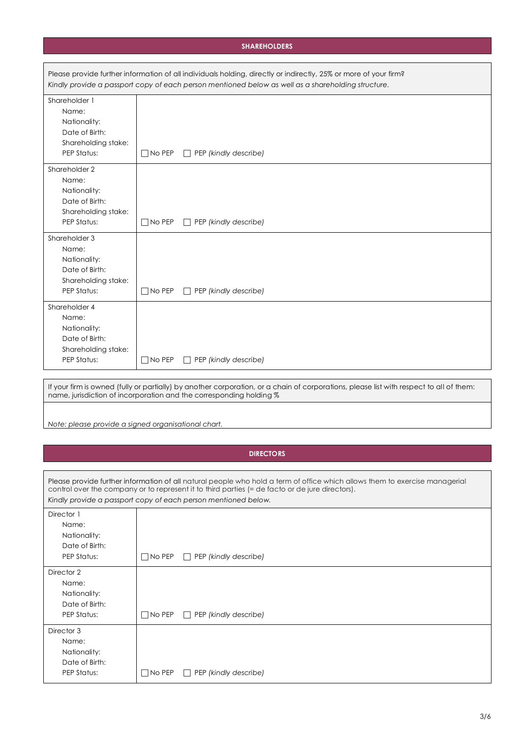## SHAREHOLDERS

Please provide further information of all individuals holding, directly or indirectly, 25% or more of your firm?
*Kindly provide a passport copy of each person mentioned below as well as a shareholding structure.*

| | |
|---|---|
| Shareholder 1<br>Name:<br>Nationality:<br>Date of Birth:<br>Shareholding stake:<br>PEP Status: | ☐ No PEP ☐ PEP *(kindly describe)* |
| Shareholder 2<br>Name:<br>Nationality:<br>Date of Birth:<br>Shareholding stake:<br>PEP Status: | ☐ No PEP ☐ PEP *(kindly describe)* |
| Shareholder 3<br>Name:<br>Nationality:<br>Date of Birth:<br>Shareholding stake:<br>PEP Status: | ☐ No PEP ☐ PEP *(kindly describe)* |
| Shareholder 4<br>Name:<br>Nationality:<br>Date of Birth:<br>Shareholding stake:<br>PEP Status: | ☐ No PEP ☐ PEP *(kindly describe)* |

If your firm is owned (fully or partially) by another corporation, or a chain of corporations, please list with respect to all of them: name, jurisdiction of incorporation and the corresponding holding %

*Note: please provide a signed organisational chart.*

## DIRECTORS

Please provide further information of all natural people who hold a term of office which allows them to exercise managerial control over the company or to represent it to third parties (= de facto or de jure directors).
*Kindly provide a passport copy of each person mentioned below.*

| | |
|---|---|
| Director 1<br>Name:<br>Nationality:<br>Date of Birth:<br>PEP Status: | ☐ No PEP ☐ PEP *(kindly describe)* |
| Director 2<br>Name:<br>Nationality:<br>Date of Birth:<br>PEP Status: | ☐ No PEP ☐ PEP *(kindly describe)* |
| Director 3<br>Name:<br>Nationality:<br>Date of Birth:<br>PEP Status: | ☐ No PEP ☐ PEP *(kindly describe)* |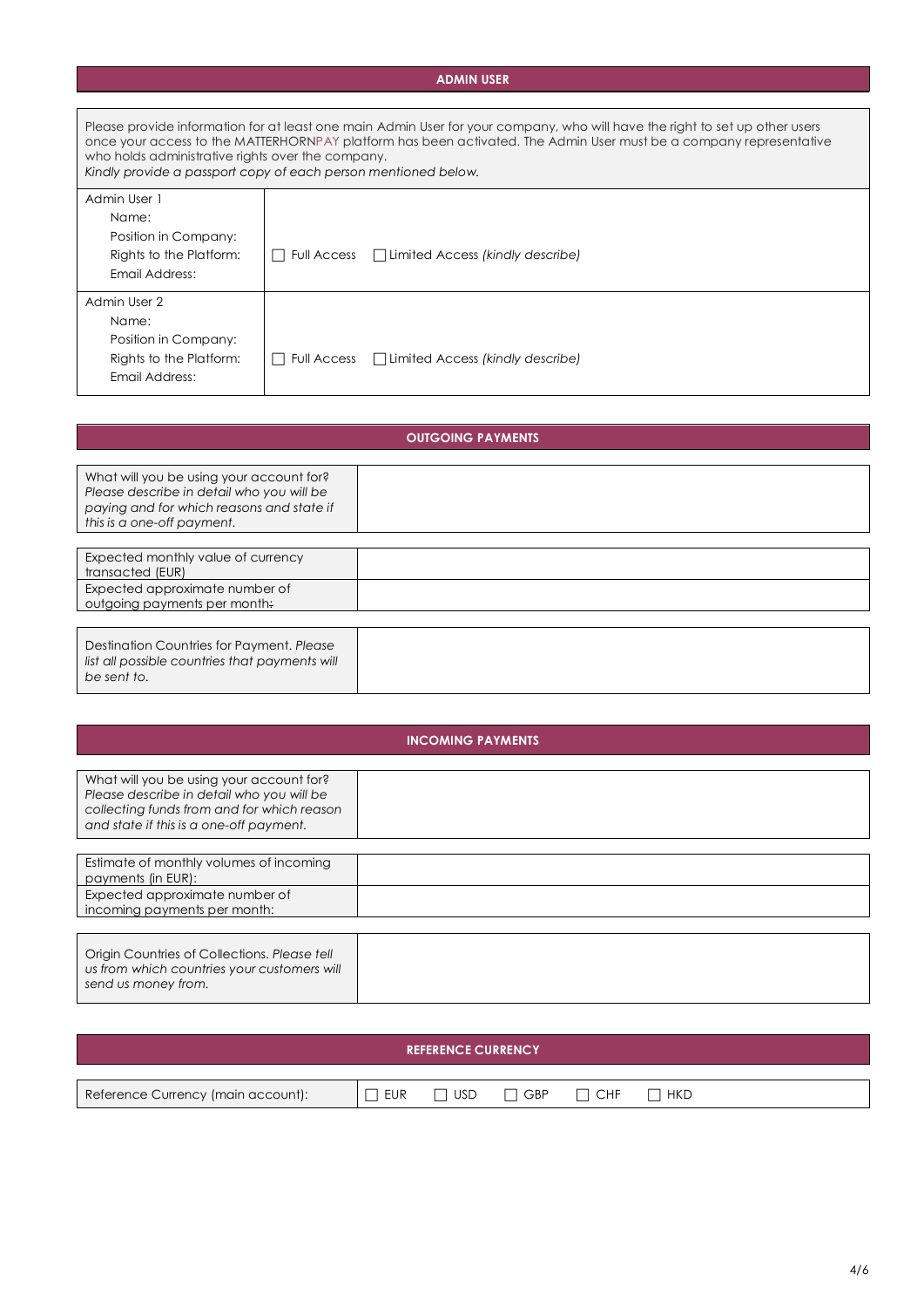## ADMIN USER

Please provide information for at least one main Admin User for your company, who will have the right to set up other users once your access to the MATTERHORNPAY platform has been activated. The Admin User must be a company representative who holds administrative rights over the company.
*Kindly provide a passport copy of each person mentioned below.*

| | |
|---|---|
| Admin User 1<br>Name:<br>Position in Company:<br>Rights to the Platform:<br>Email Address: | <br><br><br>☐ Full Access ☐ Limited Access *(kindly describe)* |
| Admin User 2<br>Name:<br>Position in Company:<br>Rights to the Platform:<br>Email Address: | <br><br><br>☐ Full Access ☐ Limited Access *(kindly describe)* |

## OUTGOING PAYMENTS

| | |
|---|---|
| What will you be using your account for? *Please describe in detail who you will be paying and for which reasons and state if this is a one-off payment.* | |

| | |
|---|---|
| Expected monthly value of currency transacted (EUR) | |
| Expected approximate number of outgoing payments per month: | |

| | |
|---|---|
| Destination Countries for Payment. *Please list all possible countries that payments will be sent to.* | |

## INCOMING PAYMENTS

| | |
|---|---|
| What will you be using your account for? *Please describe in detail who you will be collecting funds from and for which reason and state if this is a one-off payment.* | |

| | |
|---|---|
| Estimate of monthly volumes of incoming payments (in EUR): | |
| Expected approximate number of incoming payments per month: | |

| | |
|---|---|
| Origin Countries of Collections. *Please tell us from which countries your customers will send us money from.* | |

## REFERENCE CURRENCY

| | |
|---|---|
| Reference Currency (main account): | ☐ EUR ☐ USD ☐ GBP ☐ CHF ☐ HKD |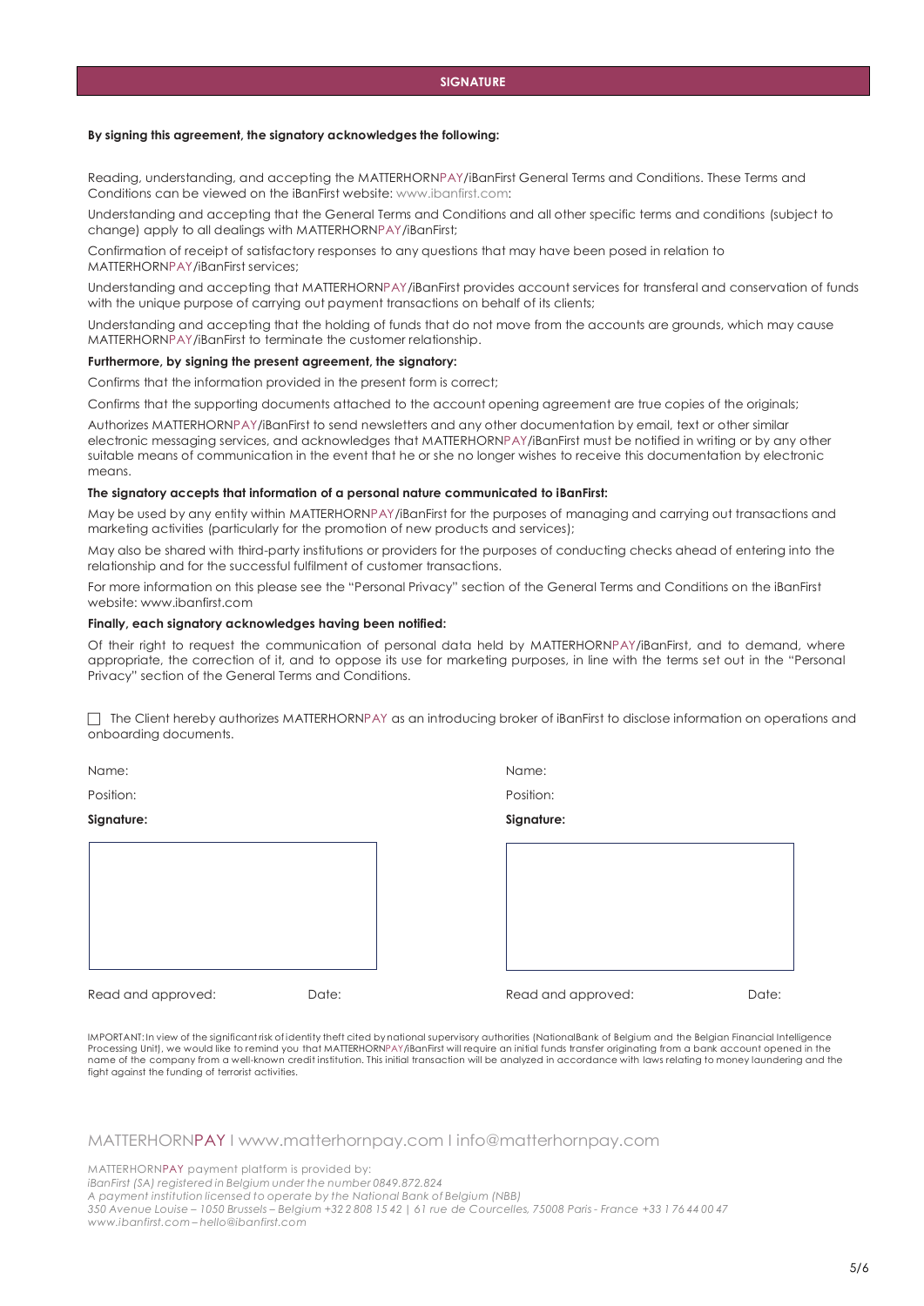## SIGNATURE

**By signing this agreement, the signatory acknowledges the following:**

Reading, understanding, and accepting the MATTERHORNPAY/iBanFirst General Terms and Conditions. These Terms and Conditions can be viewed on the iBanFirst website: www.ibanfirst.com;

Understanding and accepting that the General Terms and Conditions and all other specific terms and conditions (subject to change) apply to all dealings with MATTERHORNPAY/iBanFirst;

Confirmation of receipt of satisfactory responses to any questions that may have been posed in relation to MATTERHORNPAY/iBanFirst services;

Understanding and accepting that MATTERHORNPAY/iBanFirst provides account services for transferal and conservation of funds with the unique purpose of carrying out payment transactions on behalf of its clients;

Understanding and accepting that the holding of funds that do not move from the accounts are grounds, which may cause MATTERHORNPAY/iBanFirst to terminate the customer relationship.

**Furthermore, by signing the present agreement, the signatory:**

Confirms that the information provided in the present form is correct;

Confirms that the supporting documents attached to the account opening agreement are true copies of the originals;

Authorizes MATTERHORNPAY/iBanFirst to send newsletters and any other documentation by email, text or other similar electronic messaging services, and acknowledges that MATTERHORNPAY/iBanFirst must be notified in writing or by any other suitable means of communication in the event that he or she no longer wishes to receive this documentation by electronic means.

**The signatory accepts that information of a personal nature communicated to iBanFirst:**

May be used by any entity within MATTERHORNPAY/iBanFirst for the purposes of managing and carrying out transactions and marketing activities (particularly for the promotion of new products and services);

May also be shared with third-party institutions or providers for the purposes of conducting checks ahead of entering into the relationship and for the successful fulfilment of customer transactions.

For more information on this please see the "Personal Privacy" section of the General Terms and Conditions on the iBanFirst website: www.ibanfirst.com

**Finally, each signatory acknowledges having been notified:**

Of their right to request the communication of personal data held by MATTERHORNPAY/iBanFirst, and to demand, where appropriate, the correction of it, and to oppose its use for marketing purposes, in line with the terms set out in the "Personal Privacy" section of the General Terms and Conditions.

☐ The Client hereby authorizes MATTERHORNPAY as an introducing broker of iBanFirst to disclose information on operations and onboarding documents.

Name:

Position:

**Signature:**

Read and approved: Date:

Name:

Position:

**Signature:**

Read and approved: Date:

IMPORTANT: In view of the significant risk of identity theft cited by national supervisory authorities (NationalBank of Belgium and the Belgian Financial Intelligence Processing Unit), we would like to remind you that MATTERHORNPAY/iBanFirst will require an initial funds transfer originating from a bank account opened in the name of the company from a well-known credit institution. This initial transaction will be analyzed in accordance with laws relating to money laundering and the fight against the funding of terrorist activities.

MATTERHORNPAY I www.matterhornpay.com I info@matterhornpay.com

MATTERHORNPAY payment platform is provided by:
*iBanFirst (SA) registered in Belgium under the number 0849.872.824*
*A payment institution licensed to operate by the National Bank of Belgium (NBB)*
*350 Avenue Louise – 1050 Brussels – Belgium +32 2 808 15 42 | 61 rue de Courcelles, 75008 Paris - France +33 1 76 44 00 47*
*www.ibanfirst.com – hello@ibanfirst.com*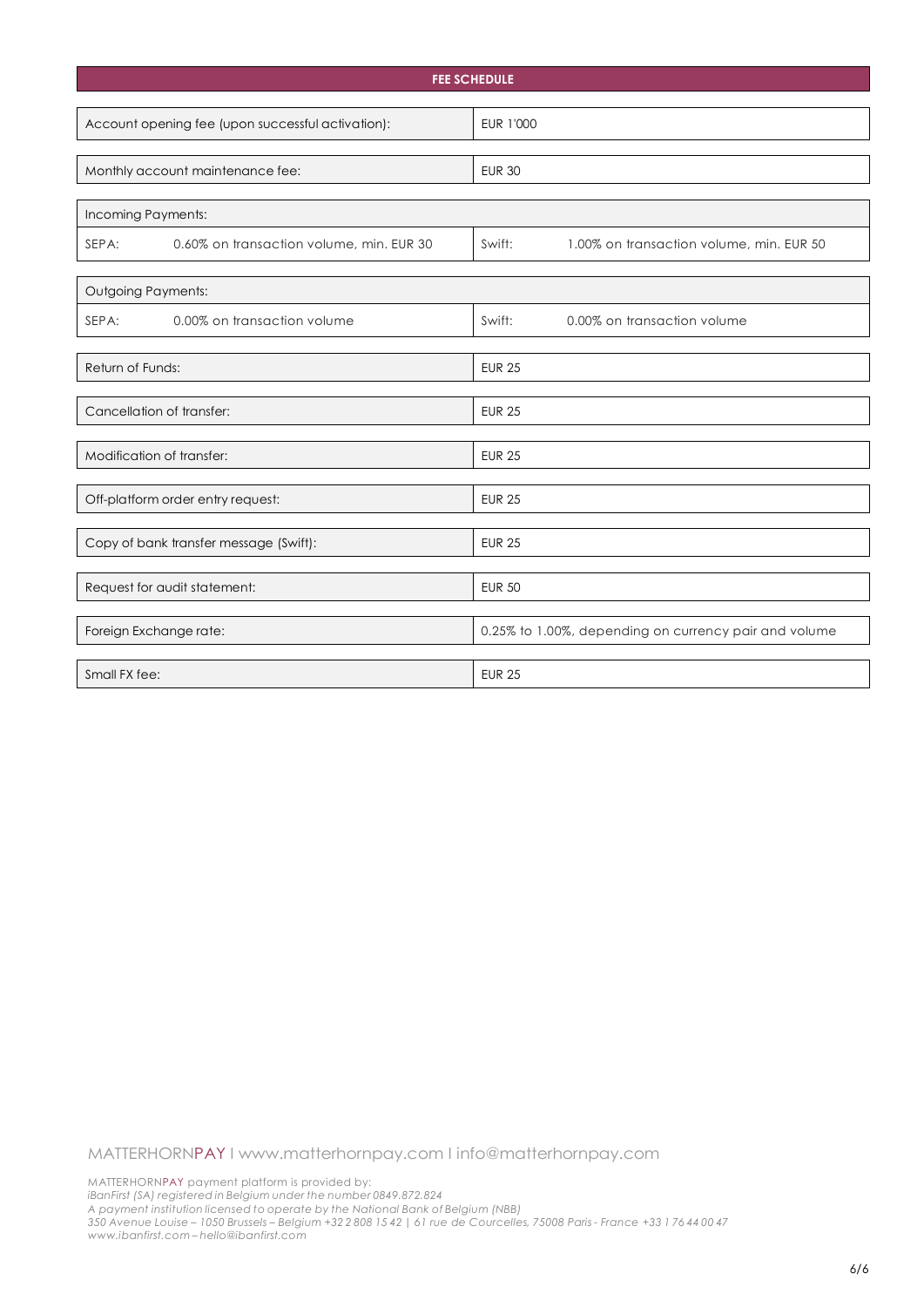## FEE SCHEDULE

| | | | |
|---|---|---|---|
| Account opening fee (upon successful activation): | | EUR 1'000 | |
| Monthly account maintenance fee: | | EUR 30 | |
| **Incoming Payments:** | | | |
| SEPA: | 0.60% on transaction volume, min. EUR 30 | Swift: | 1.00% on transaction volume, min. EUR 50 |
| **Outgoing Payments:** | | | |
| SEPA: | 0.00% on transaction volume | Swift: | 0.00% on transaction volume |
| Return of Funds: | | EUR 25 | |
| Cancellation of transfer: | | EUR 25 | |
| Modification of transfer: | | EUR 25 | |
| Off-platform order entry request: | | EUR 25 | |
| Copy of bank transfer message (Swift): | | EUR 25 | |
| Request for audit statement: | | EUR 50 | |
| Foreign Exchange rate: | | 0.25% to 1.00%, depending on currency pair and volume | |
| Small FX fee: | | EUR 25 | |

MATTERHORNPAY I www.matterhornpay.com I info@matterhornpay.com

MATTERHORNPAY payment platform is provided by:
*iBanFirst (SA) registered in Belgium under the number 0849.872.824*
*A payment institution licensed to operate by the National Bank of Belgium (NBB)*
*350 Avenue Louise – 1050 Brussels – Belgium +32 2 808 15 42 | 61 rue de Courcelles, 75008 Paris - France +33 1 76 44 00 47*
*www.ibanfirst.com – hello@ibanfirst.com*